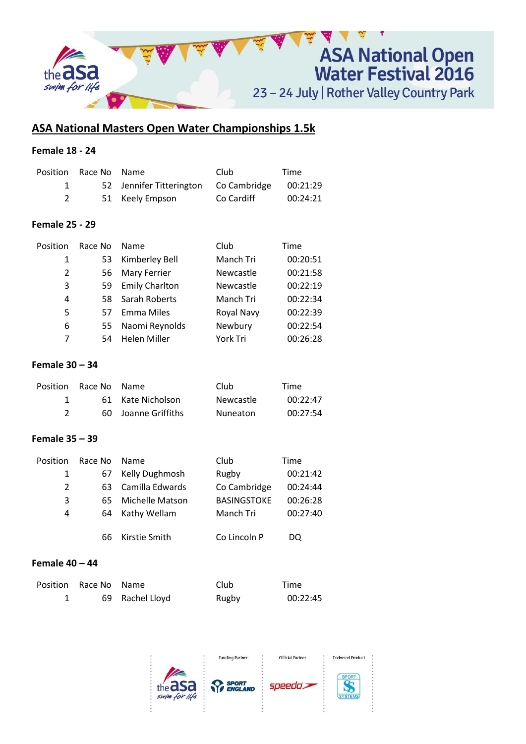# ASA National Open Water Festival 2016

23 – 24 July | Rother Valley Country Park

## ASA National Masters Open Water Championships 1.5k

### Female 18 - 24

| Position | Race No | Name | Club | Time |
|---|---|---|---|---|
| 1 | 52 | Jennifer Titterington | Co Cambridge | 00:21:29 |
| 2 | 51 | Keely Empson | Co Cardiff | 00:24:21 |

### Female 25 - 29

| Position | Race No | Name | Club | Time |
|---|---|---|---|---|
| 1 | 53 | Kimberley Bell | Manch Tri | 00:20:51 |
| 2 | 56 | Mary Ferrier | Newcastle | 00:21:58 |
| 3 | 59 | Emily Charlton | Newcastle | 00:22:19 |
| 4 | 58 | Sarah Roberts | Manch Tri | 00:22:34 |
| 5 | 57 | Emma Miles | Royal Navy | 00:22:39 |
| 6 | 55 | Naomi Reynolds | Newbury | 00:22:54 |
| 7 | 54 | Helen Miller | York Tri | 00:26:28 |

### Female 30 – 34

| Position | Race No | Name | Club | Time |
|---|---|---|---|---|
| 1 | 61 | Kate Nicholson | Newcastle | 00:22:47 |
| 2 | 60 | Joanne Griffiths | Nuneaton | 00:27:54 |

### Female 35 – 39

| Position | Race No | Name | Club | Time |
|---|---|---|---|---|
| 1 | 67 | Kelly Dughmosh | Rugby | 00:21:42 |
| 2 | 63 | Camilla Edwards | Co Cambridge | 00:24:44 |
| 3 | 65 | Michelle Matson | BASINGSTOKE | 00:26:28 |
| 4 | 64 | Kathy Wellam | Manch Tri | 00:27:40 |
| | 66 | Kirstie Smith | Co Lincoln P | DQ |

### Female 40 – 44

| Position | Race No | Name | Club | Time |
|---|---|---|---|---|
| 1 | 69 | Rachel Lloyd | Rugby | 00:22:45 |

Funding Partner | Official Partner | Endorsed Product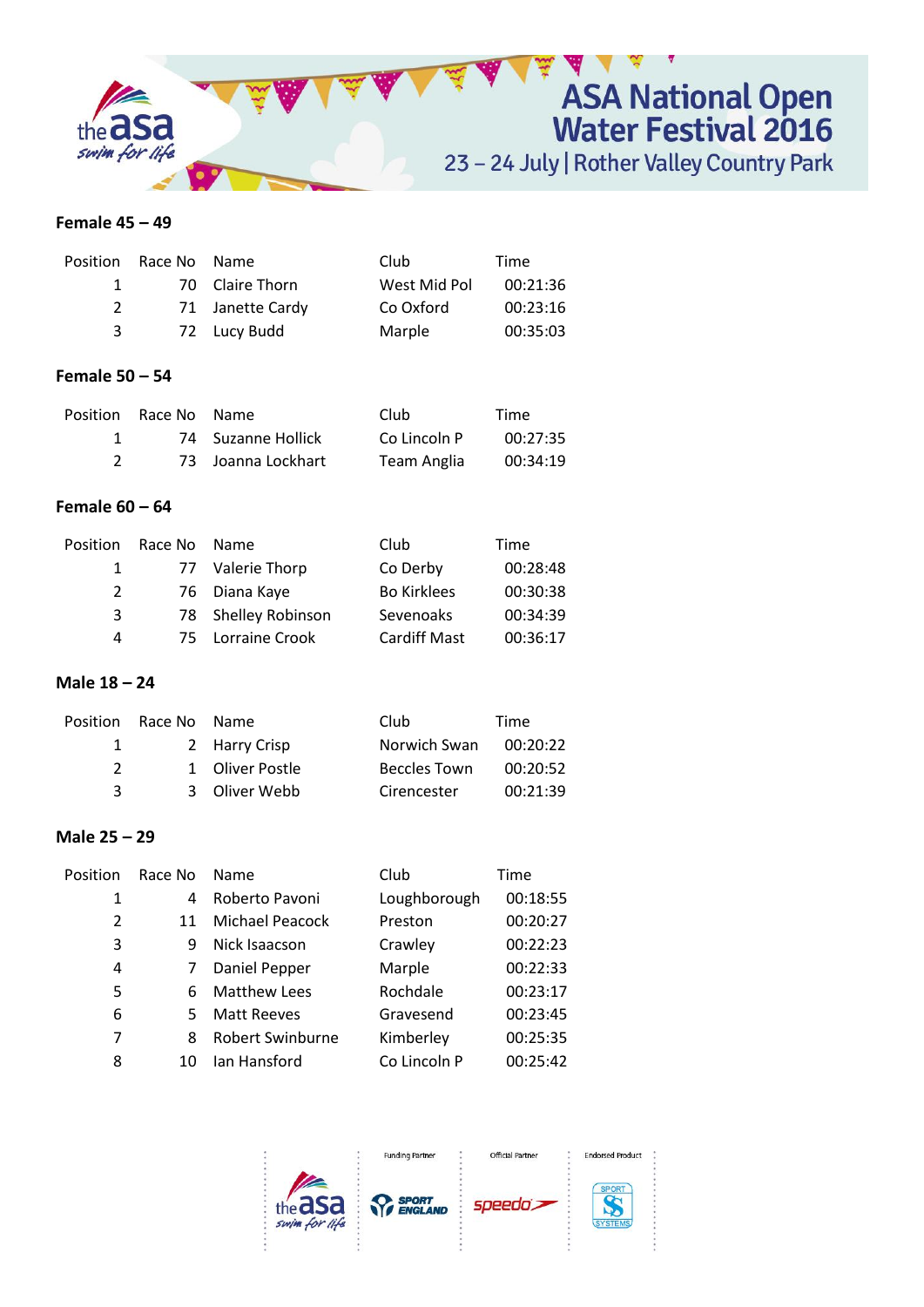## Female 45 – 49

| Position | Race No | Name | Club | Time |
|---|---|---|---|---|
| 1 | 70 | Claire Thorn | West Mid Pol | 00:21:36 |
| 2 | 71 | Janette Cardy | Co Oxford | 00:23:16 |
| 3 | 72 | Lucy Budd | Marple | 00:35:03 |

## Female 50 – 54

| Position | Race No | Name | Club | Time |
|---|---|---|---|---|
| 1 | 74 | Suzanne Hollick | Co Lincoln P | 00:27:35 |
| 2 | 73 | Joanna Lockhart | Team Anglia | 00:34:19 |

## Female 60 – 64

| Position | Race No | Name | Club | Time |
|---|---|---|---|---|
| 1 | 77 | Valerie Thorp | Co Derby | 00:28:48 |
| 2 | 76 | Diana Kaye | Bo Kirklees | 00:30:38 |
| 3 | 78 | Shelley Robinson | Sevenoaks | 00:34:39 |
| 4 | 75 | Lorraine Crook | Cardiff Mast | 00:36:17 |

## Male 18 – 24

| Position | Race No | Name | Club | Time |
|---|---|---|---|---|
| 1 | 2 | Harry Crisp | Norwich Swan | 00:20:22 |
| 2 | 1 | Oliver Postle | Beccles Town | 00:20:52 |
| 3 | 3 | Oliver Webb | Cirencester | 00:21:39 |

## Male 25 – 29

| Position | Race No | Name | Club | Time |
|---|---|---|---|---|
| 1 | 4 | Roberto Pavoni | Loughborough | 00:18:55 |
| 2 | 11 | Michael Peacock | Preston | 00:20:27 |
| 3 | 9 | Nick Isaacson | Crawley | 00:22:23 |
| 4 | 7 | Daniel Pepper | Marple | 00:22:33 |
| 5 | 6 | Matthew Lees | Rochdale | 00:23:17 |
| 6 | 5 | Matt Reeves | Gravesend | 00:23:45 |
| 7 | 8 | Robert Swinburne | Kimberley | 00:25:35 |
| 8 | 10 | Ian Hansford | Co Lincoln P | 00:25:42 |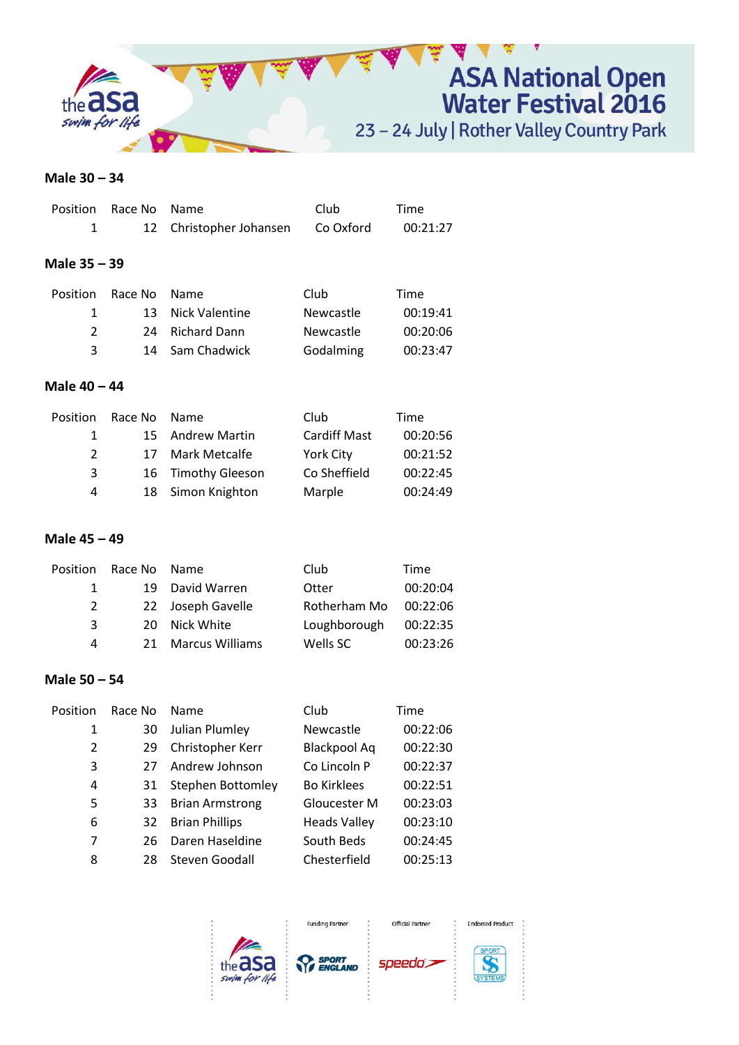# ASA National Open Water Festival 2016

23 – 24 July | Rother Valley Country Park

### Male 30 – 34

| Position | Race No | Name | Club | Time |
|---|---|---|---|---|
| 1 | 12 | Christopher Johansen | Co Oxford | 00:21:27 |

### Male 35 – 39

| Position | Race No | Name | Club | Time |
|---|---|---|---|---|
| 1 | 13 | Nick Valentine | Newcastle | 00:19:41 |
| 2 | 24 | Richard Dann | Newcastle | 00:20:06 |
| 3 | 14 | Sam Chadwick | Godalming | 00:23:47 |

### Male 40 – 44

| Position | Race No | Name | Club | Time |
|---|---|---|---|---|
| 1 | 15 | Andrew Martin | Cardiff Mast | 00:20:56 |
| 2 | 17 | Mark Metcalfe | York City | 00:21:52 |
| 3 | 16 | Timothy Gleeson | Co Sheffield | 00:22:45 |
| 4 | 18 | Simon Knighton | Marple | 00:24:49 |

### Male 45 – 49

| Position | Race No | Name | Club | Time |
|---|---|---|---|---|
| 1 | 19 | David Warren | Otter | 00:20:04 |
| 2 | 22 | Joseph Gavelle | Rotherham Mo | 00:22:06 |
| 3 | 20 | Nick White | Loughborough | 00:22:35 |
| 4 | 21 | Marcus Williams | Wells SC | 00:23:26 |

### Male 50 – 54

| Position | Race No | Name | Club | Time |
|---|---|---|---|---|
| 1 | 30 | Julian Plumley | Newcastle | 00:22:06 |
| 2 | 29 | Christopher Kerr | Blackpool Aq | 00:22:30 |
| 3 | 27 | Andrew Johnson | Co Lincoln P | 00:22:37 |
| 4 | 31 | Stephen Bottomley | Bo Kirklees | 00:22:51 |
| 5 | 33 | Brian Armstrong | Gloucester M | 00:23:03 |
| 6 | 32 | Brian Phillips | Heads Valley | 00:23:10 |
| 7 | 26 | Daren Haseldine | South Beds | 00:24:45 |
| 8 | 28 | Steven Goodall | Chesterfield | 00:25:13 |

Funding Partner | Official Partner | Endorsed Product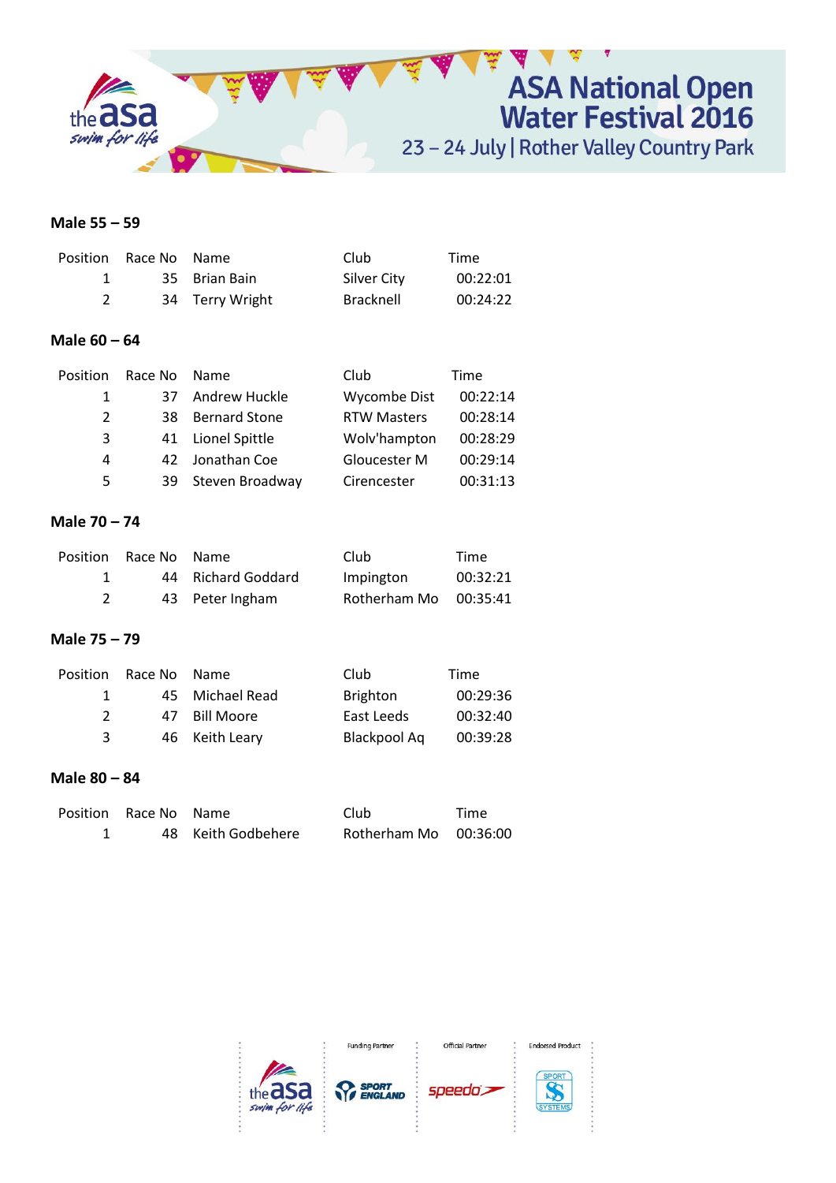# ASA National Open Water Festival 2016

23 – 24 July | Rother Valley Country Park

**Male 55 – 59**

| Position | Race No | Name | Club | Time |
|---|---|---|---|---|
| 1 | 35 | Brian Bain | Silver City | 00:22:01 |
| 2 | 34 | Terry Wright | Bracknell | 00:24:22 |

**Male 60 – 64**

| Position | Race No | Name | Club | Time |
|---|---|---|---|---|
| 1 | 37 | Andrew Huckle | Wycombe Dist | 00:22:14 |
| 2 | 38 | Bernard Stone | RTW Masters | 00:28:14 |
| 3 | 41 | Lionel Spittle | Wolv'hampton | 00:28:29 |
| 4 | 42 | Jonathan Coe | Gloucester M | 00:29:14 |
| 5 | 39 | Steven Broadway | Cirencester | 00:31:13 |

**Male 70 – 74**

| Position | Race No | Name | Club | Time |
|---|---|---|---|---|
| 1 | 44 | Richard Goddard | Impington | 00:32:21 |
| 2 | 43 | Peter Ingham | Rotherham Mo | 00:35:41 |

**Male 75 – 79**

| Position | Race No | Name | Club | Time |
|---|---|---|---|---|
| 1 | 45 | Michael Read | Brighton | 00:29:36 |
| 2 | 47 | Bill Moore | East Leeds | 00:32:40 |
| 3 | 46 | Keith Leary | Blackpool Aq | 00:39:28 |

**Male 80 – 84**

| Position | Race No | Name | Club | Time |
|---|---|---|---|---|
| 1 | 48 | Keith Godbehere | Rotherham Mo | 00:36:00 |

Funding Partner | Official Partner | Endorsed Product